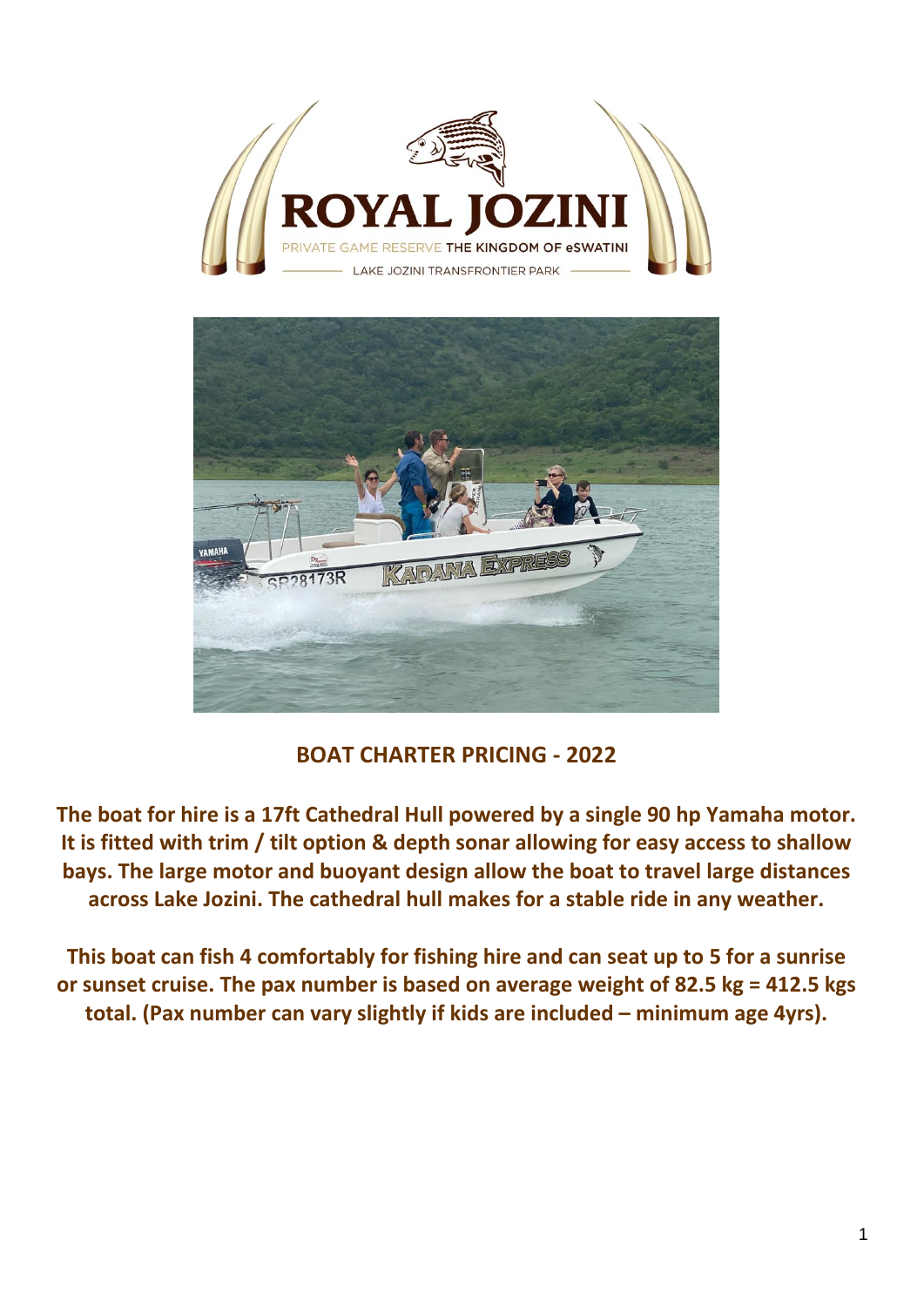ROYAL JOZINI

PRIVATE GAME RESERVE THE KINGDOM OF eSWATINI

LAKE JOZINI TRANSFRONTIER PARK

## BOAT CHARTER PRICING - 2022

**The boat for hire is a 17ft Cathedral Hull powered by a single 90 hp Yamaha motor. It is fitted with trim / tilt option & depth sonar allowing for easy access to shallow bays. The large motor and buoyant design allow the boat to travel large distances across Lake Jozini. The cathedral hull makes for a stable ride in any weather.**

**This boat can fish 4 comfortably for fishing hire and can seat up to 5 for a sunrise or sunset cruise. The pax number is based on average weight of 82.5 kg = 412.5 kgs total. (Pax number can vary slightly if kids are included – minimum age 4yrs).**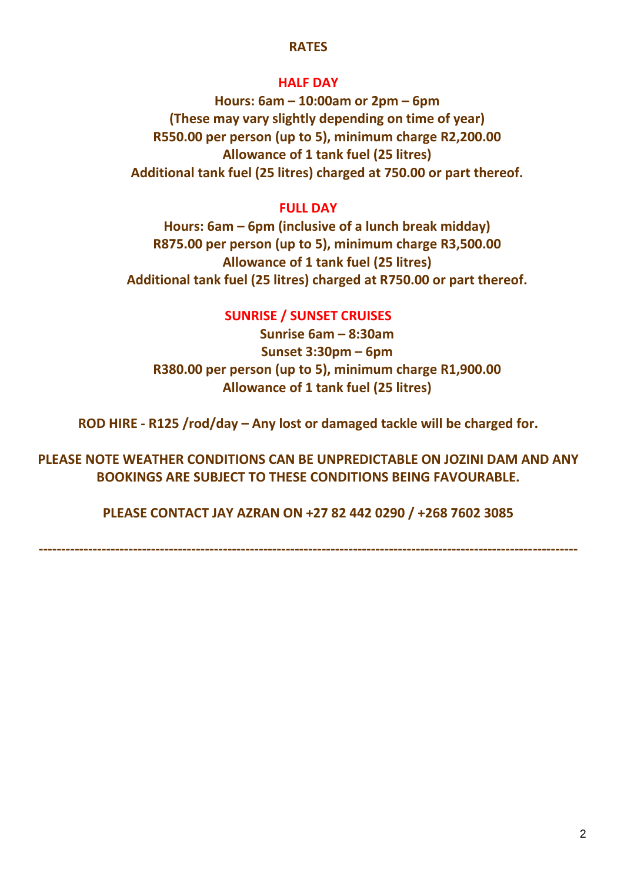## RATES

### HALF DAY

**Hours: 6am – 10:00am or 2pm – 6pm**
**(These may vary slightly depending on time of year)**
**R550.00 per person (up to 5), minimum charge R2,200.00**
**Allowance of 1 tank fuel (25 litres)**
**Additional tank fuel (25 litres) charged at 750.00 or part thereof.**

### FULL DAY

**Hours: 6am – 6pm (inclusive of a lunch break midday)**
**R875.00 per person (up to 5), minimum charge R3,500.00**
**Allowance of 1 tank fuel (25 litres)**
**Additional tank fuel (25 litres) charged at R750.00 or part thereof.**

### SUNRISE / SUNSET CRUISES

**Sunrise 6am – 8:30am**
**Sunset 3:30pm – 6pm**
**R380.00 per person (up to 5), minimum charge R1,900.00**
**Allowance of 1 tank fuel (25 litres)**

**ROD HIRE - R125 /rod/day – Any lost or damaged tackle will be charged for.**

**PLEASE NOTE WEATHER CONDITIONS CAN BE UNPREDICTABLE ON JOZINI DAM AND ANY BOOKINGS ARE SUBJECT TO THESE CONDITIONS BEING FAVOURABLE.**

**PLEASE CONTACT JAY AZRAN ON +27 82 442 0290 / +268 7602 3085**

---